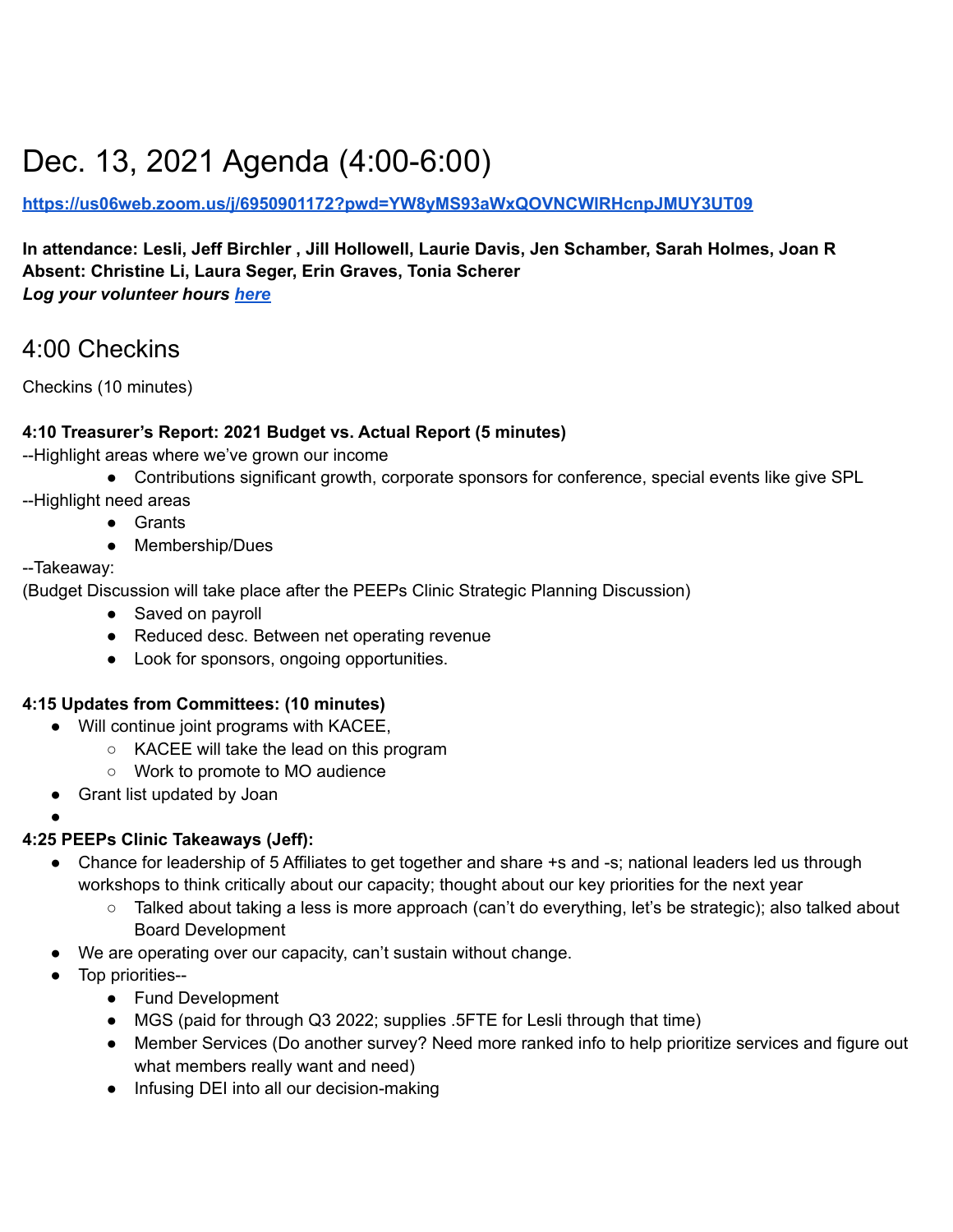# Dec. 13, 2021 Agenda (4:00-6:00)

**https://us06web.zoom.us/j/6950901172?pwd=YW8yMS93aWxQOVNCWlRHcnpJMUY3UT09**

**In attendance: Lesli, Jeff Birchler , Jill Hollowell, Laurie Davis, Jen Schamber, Sarah Holmes, Joan R**
**Absent: Christine Li, Laura Seger, Erin Graves, Tonia Scherer**
***Log your volunteer hours [here](#)***

## 4:00 Checkins

Checkins (10 minutes)

**4:10 Treasurer's Report: 2021 Budget vs. Actual Report (5 minutes)**

--Highlight areas where we've grown our income

- Contributions significant growth, corporate sponsors for conference, special events like give SPL

--Highlight need areas

- Grants
- Membership/Dues

--Takeaway:

(Budget Discussion will take place after the PEEPs Clinic Strategic Planning Discussion)

- Saved on payroll
- Reduced desc. Between net operating revenue
- Look for sponsors, ongoing opportunities.

**4:15 Updates from Committees: (10 minutes)**

- Will continue joint programs with KACEE,
    - KACEE will take the lead on this program
    - Work to promote to MO audience
- Grant list updated by Joan
-

**4:25 PEEPs Clinic Takeaways (Jeff):**

- Chance for leadership of 5 Affiliates to get together and share +s and -s; national leaders led us through workshops to think critically about our capacity; thought about our key priorities for the next year
    - Talked about taking a less is more approach (can't do everything, let's be strategic); also talked about Board Development
- We are operating over our capacity, can't sustain without change.
- Top priorities--
    - Fund Development
    - MGS (paid for through Q3 2022; supplies .5FTE for Lesli through that time)
    - Member Services (Do another survey? Need more ranked info to help prioritize services and figure out what members really want and need)
    - Infusing DEI into all our decision-making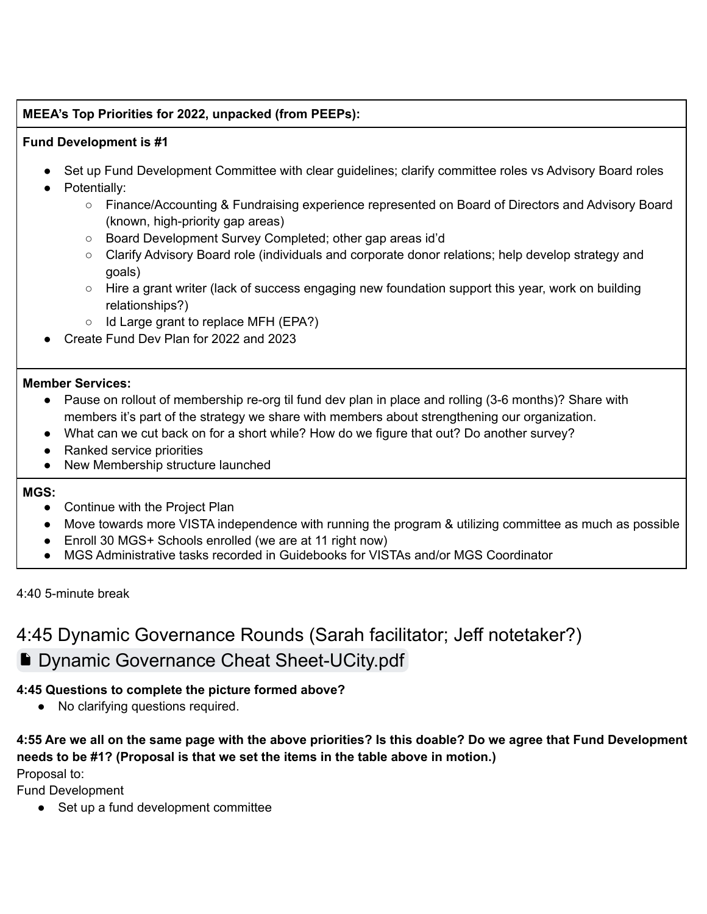| MEEA's Top Priorities for 2022, unpacked (from PEEPs): |
|---|
| **Fund Development is #1**<br><ul><li>Set up Fund Development Committee with clear guidelines; clarify committee roles vs Advisory Board roles</li><li>Potentially:<ul><li>Finance/Accounting & Fundraising experience represented on Board of Directors and Advisory Board (known, high-priority gap areas)</li><li>Board Development Survey Completed; other gap areas id'd</li><li>Clarify Advisory Board role (individuals and corporate donor relations; help develop strategy and goals)</li><li>Hire a grant writer (lack of success engaging new foundation support this year, work on building relationships?)</li><li>Id Large grant to replace MFH (EPA?)</li></ul></li><li>Create Fund Dev Plan for 2022 and 2023</li></ul> |
| **Member Services:**<br><ul><li>Pause on rollout of membership re-org til fund dev plan in place and rolling (3-6 months)? Share with members it's part of the strategy we share with members about strengthening our organization.</li><li>What can we cut back on for a short while? How do we figure that out? Do another survey?</li><li>Ranked service priorities</li><li>New Membership structure launched</li></ul> |
| **MGS:**<br><ul><li>Continue with the Project Plan</li><li>Move towards more VISTA independence with running the program & utilizing committee as much as possible</li><li>Enroll 30 MGS+ Schools enrolled (we are at 11 right now)</li><li>MGS Administrative tasks recorded in Guidebooks for VISTAs and/or MGS Coordinator</li></ul> |

4:40 5-minute break

## 4:45 Dynamic Governance Rounds (Sarah facilitator; Jeff notetaker?)

Dynamic Governance Cheat Sheet-UCity.pdf

**4:45 Questions to complete the picture formed above?**

- No clarifying questions required.

**4:55 Are we all on the same page with the above priorities? Is this doable? Do we agree that Fund Development needs to be #1? (Proposal is that we set the items in the table above in motion.)**

Proposal to:

Fund Development

- Set up a fund development committee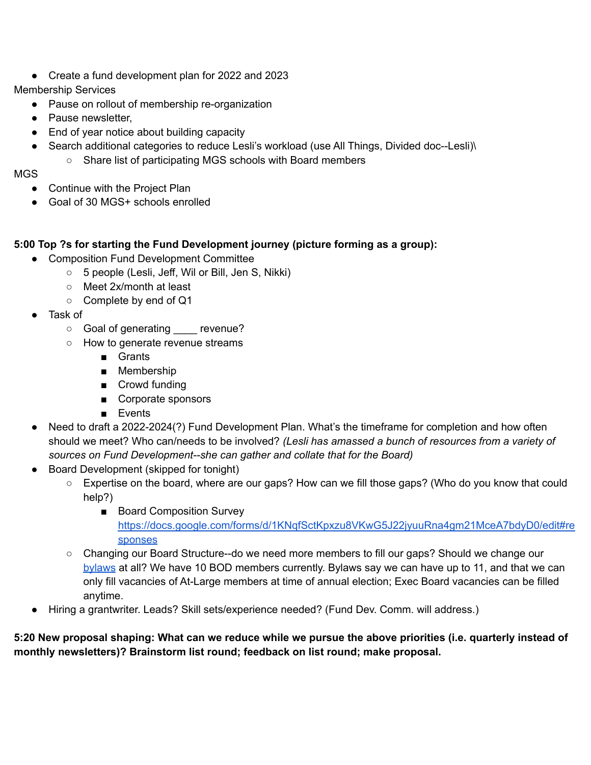- Create a fund development plan for 2022 and 2023

Membership Services

- Pause on rollout of membership re-organization
- Pause newsletter,
- End of year notice about building capacity
- Search additional categories to reduce Lesli's workload (use All Things, Divided doc--Lesli)\
  - Share list of participating MGS schools with Board members

MGS

- Continue with the Project Plan
- Goal of 30 MGS+ schools enrolled

**5:00 Top ?s for starting the Fund Development journey (picture forming as a group):**

- Composition Fund Development Committee
  - 5 people (Lesli, Jeff, Wil or Bill, Jen S, Nikki)
  - Meet 2x/month at least
  - Complete by end of Q1
- Task of
  - Goal of generating ____ revenue?
  - How to generate revenue streams
    - Grants
    - Membership
    - Crowd funding
    - Corporate sponsors
    - Events
- Need to draft a 2022-2024(?) Fund Development Plan. What's the timeframe for completion and how often should we meet? Who can/needs to be involved? *(Lesli has amassed a bunch of resources from a variety of sources on Fund Development--she can gather and collate that for the Board)*
- Board Development (skipped for tonight)
  - Expertise on the board, where are our gaps? How can we fill those gaps? (Who do you know that could help?)
    - Board Composition Survey [https://docs.google.com/forms/d/1KNqfSctKpxzu8VKwG5J22jyuuRna4gm21MceA7bdyD0/edit#responses](https://docs.google.com/forms/d/1KNqfSctKpxzu8VKwG5J22jyuuRna4gm21MceA7bdyD0/edit#responses)
  - Changing our Board Structure--do we need more members to fill our gaps? Should we change our bylaws at all? We have 10 BOD members currently. Bylaws say we can have up to 11, and that we can only fill vacancies of At-Large members at time of annual election; Exec Board vacancies can be filled anytime.
- Hiring a grantwriter. Leads? Skill sets/experience needed? (Fund Dev. Comm. will address.)

**5:20 New proposal shaping: What can we reduce while we pursue the above priorities (i.e. quarterly instead of monthly newsletters)? Brainstorm list round; feedback on list round; make proposal.**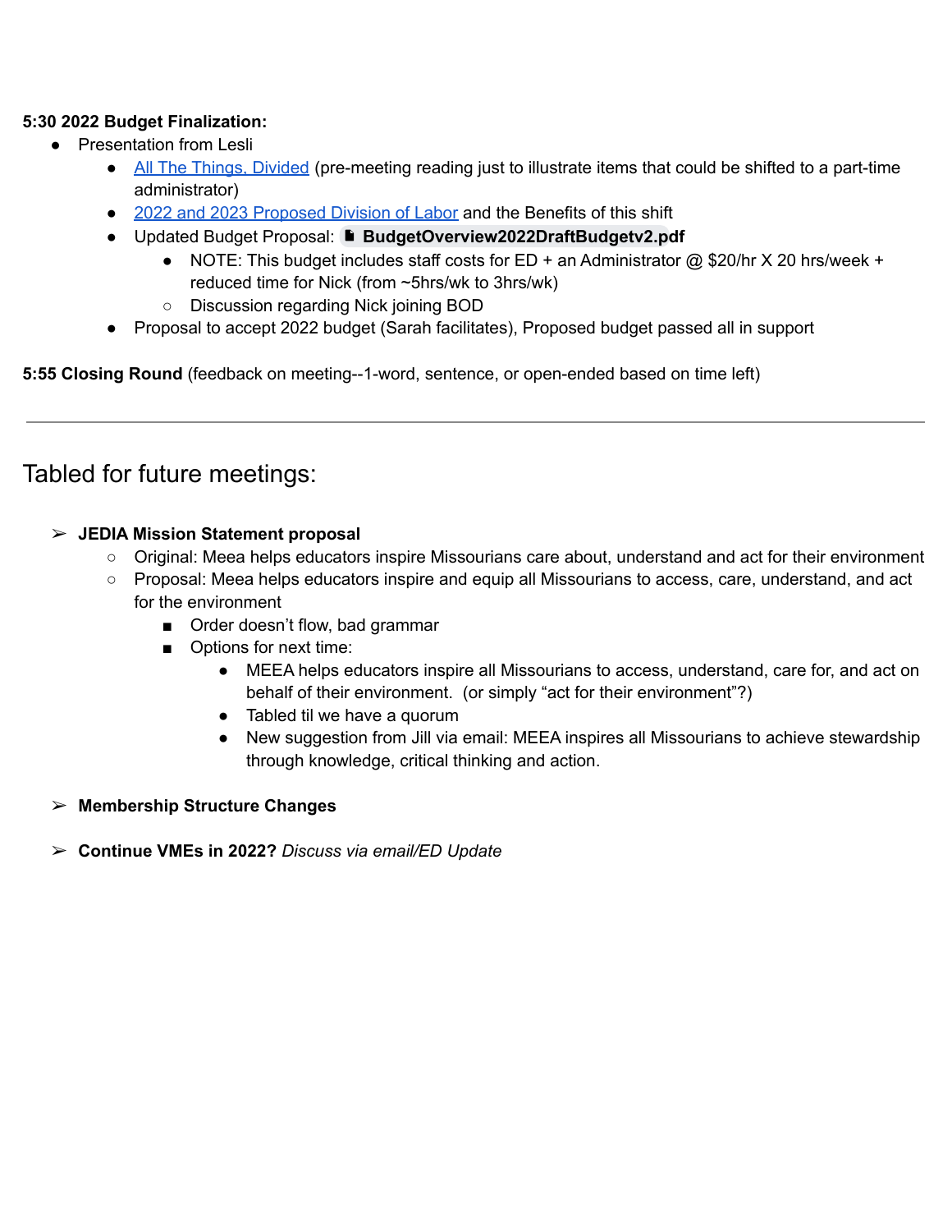**5:30 2022 Budget Finalization:**

- Presentation from Lesli
  - All The Things, Divided (pre-meeting reading just to illustrate items that could be shifted to a part-time administrator)
  - 2022 and 2023 Proposed Division of Labor and the Benefits of this shift
  - Updated Budget Proposal: **BudgetOverview2022DraftBudgetv2.pdf**
    - NOTE: This budget includes staff costs for ED + an Administrator @ $20/hr X 20 hrs/week + reduced time for Nick (from ~5hrs/wk to 3hrs/wk)
    - Discussion regarding Nick joining BOD
  - Proposal to accept 2022 budget (Sarah facilitates), Proposed budget passed all in support

**5:55 Closing Round** (feedback on meeting--1-word, sentence, or open-ended based on time left)

---

## Tabled for future meetings:

- **JEDIA Mission Statement proposal**
  - Original: Meea helps educators inspire Missourians care about, understand and act for their environment
  - Proposal: Meea helps educators inspire and equip all Missourians to access, care, understand, and act for the environment
    - Order doesn't flow, bad grammar
    - Options for next time:
      - MEEA helps educators inspire all Missourians to access, understand, care for, and act on behalf of their environment. (or simply "act for their environment"?)
      - Tabled til we have a quorum
      - New suggestion from Jill via email: MEEA inspires all Missourians to achieve stewardship through knowledge, critical thinking and action.

- **Membership Structure Changes**

- **Continue VMEs in 2022?** *Discuss via email/ED Update*